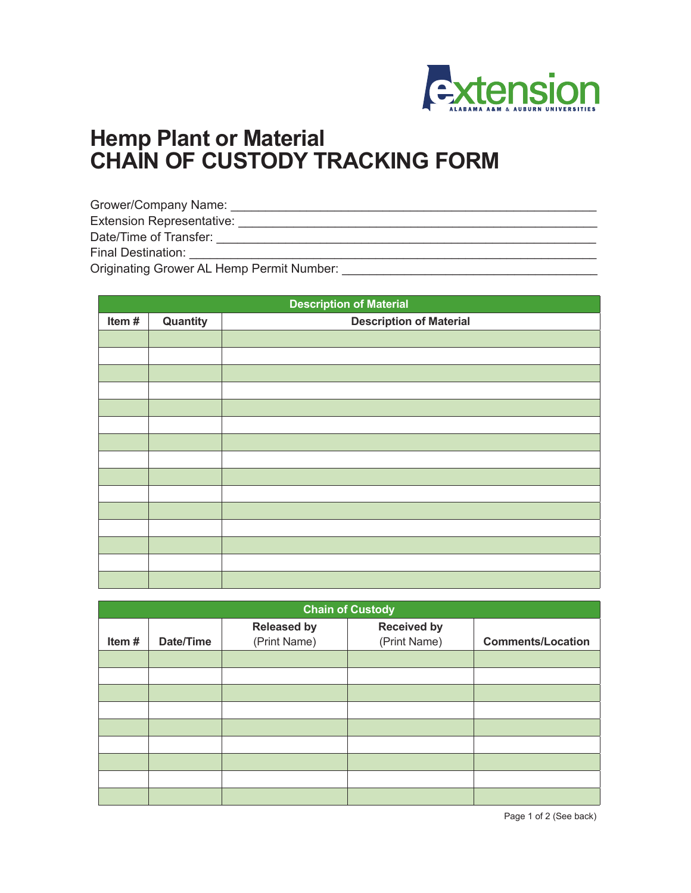extension
ALABAMA A&M & AUBURN UNIVERSITIES

# Hemp Plant or Material
# CHAIN OF CUSTODY TRACKING FORM

Grower/Company Name: ____________________________________________________

Extension Representative: _________________________________________________

Date/Time of Transfer: ____________________________________________________

Final Destination: ________________________________________________________

Originating Grower AL Hemp Permit Number: __________________________________

**Description of Material**

| Item # | Quantity | Description of Material |
|---|---|---|
| | | |
| | | |
| | | |
| | | |
| | | |
| | | |
| | | |
| | | |
| | | |
| | | |
| | | |
| | | |
| | | |
| | | |
| | | |

**Chain of Custody**

| Item # | Date/Time | Released by (Print Name) | Received by (Print Name) | Comments/Location |
|---|---|---|---|---|
| | | | | |
| | | | | |
| | | | | |
| | | | | |
| | | | | |
| | | | | |
| | | | | |
| | | | | |
| | | | | |

(See back)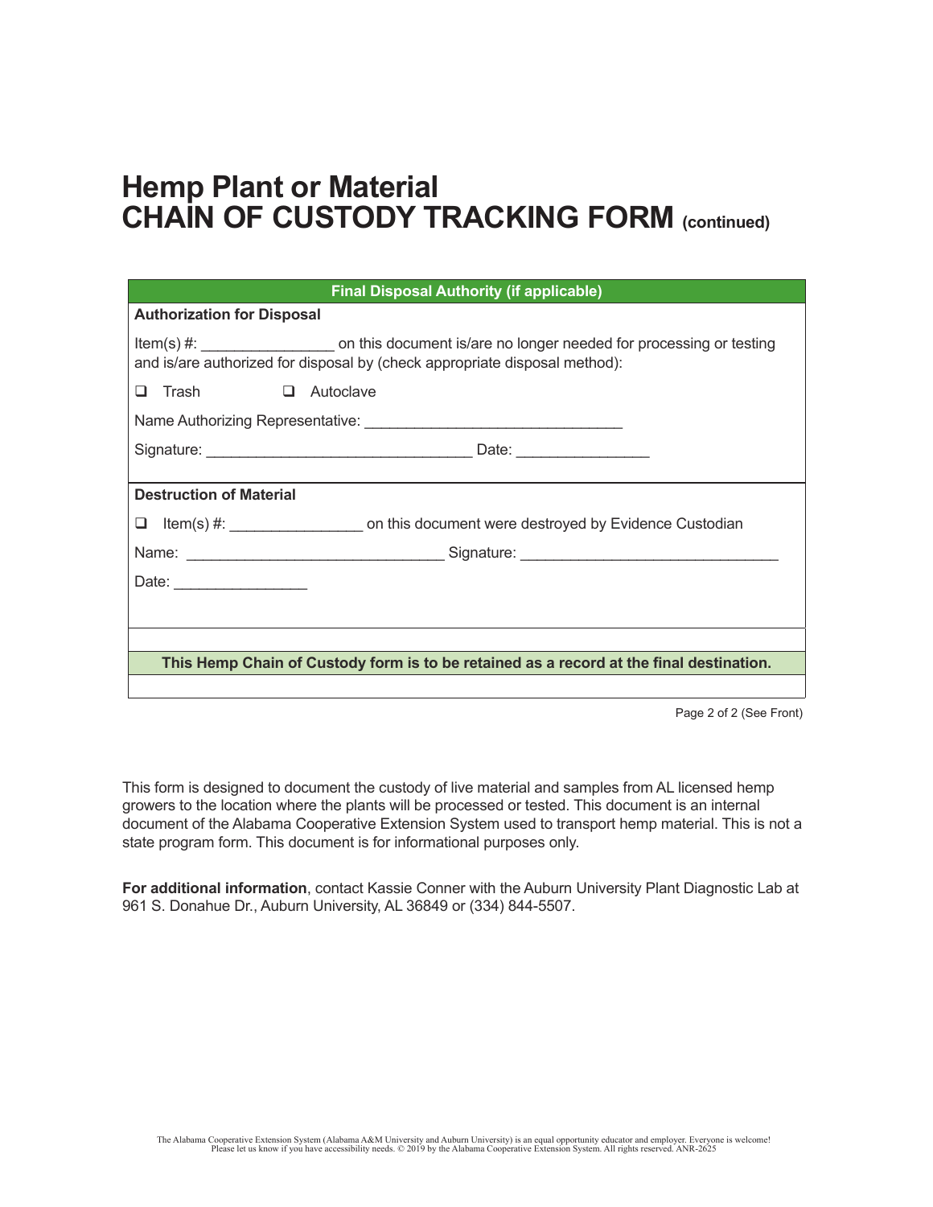# Hemp Plant or Material
# CHAIN OF CUSTODY TRACKING FORM (continued)

| Final Disposal Authority (if applicable) |
|---|
| **Authorization for Disposal** |
| Item(s) #: _______________ on this document is/are no longer needed for processing or testing and is/are authorized for disposal by (check appropriate disposal method): |
| ❑ Trash ❑ Autoclave |
| Name Authorizing Representative: ____________________________ |
| Signature: ______________________________ Date: _______________ |
| **Destruction of Material** |
| ❑ Item(s) #: _______________ on this document were destroyed by Evidence Custodian |
| Name: ____________________________ Signature: ____________________________ |
| Date: _______________ |
| **This Hemp Chain of Custody form is to be retained as a record at the final destination.** |

Page 2 of 2 (See Front)

This form is designed to document the custody of live material and samples from AL licensed hemp growers to the location where the plants will be processed or tested. This document is an internal document of the Alabama Cooperative Extension System used to transport hemp material. This is not a state program form. This document is for informational purposes only.

**For additional information**, contact Kassie Conner with the Auburn University Plant Diagnostic Lab at 961 S. Donahue Dr., Auburn University, AL 36849 or (334) 844-5507.

The Alabama Cooperative Extension System (Alabama A&M University and Auburn University) is an equal opportunity educator and employer. Everyone is welcome! Please let us know if you have accessibility needs. © 2019 by the Alabama Cooperative Extension System. All rights reserved. ANR-2625